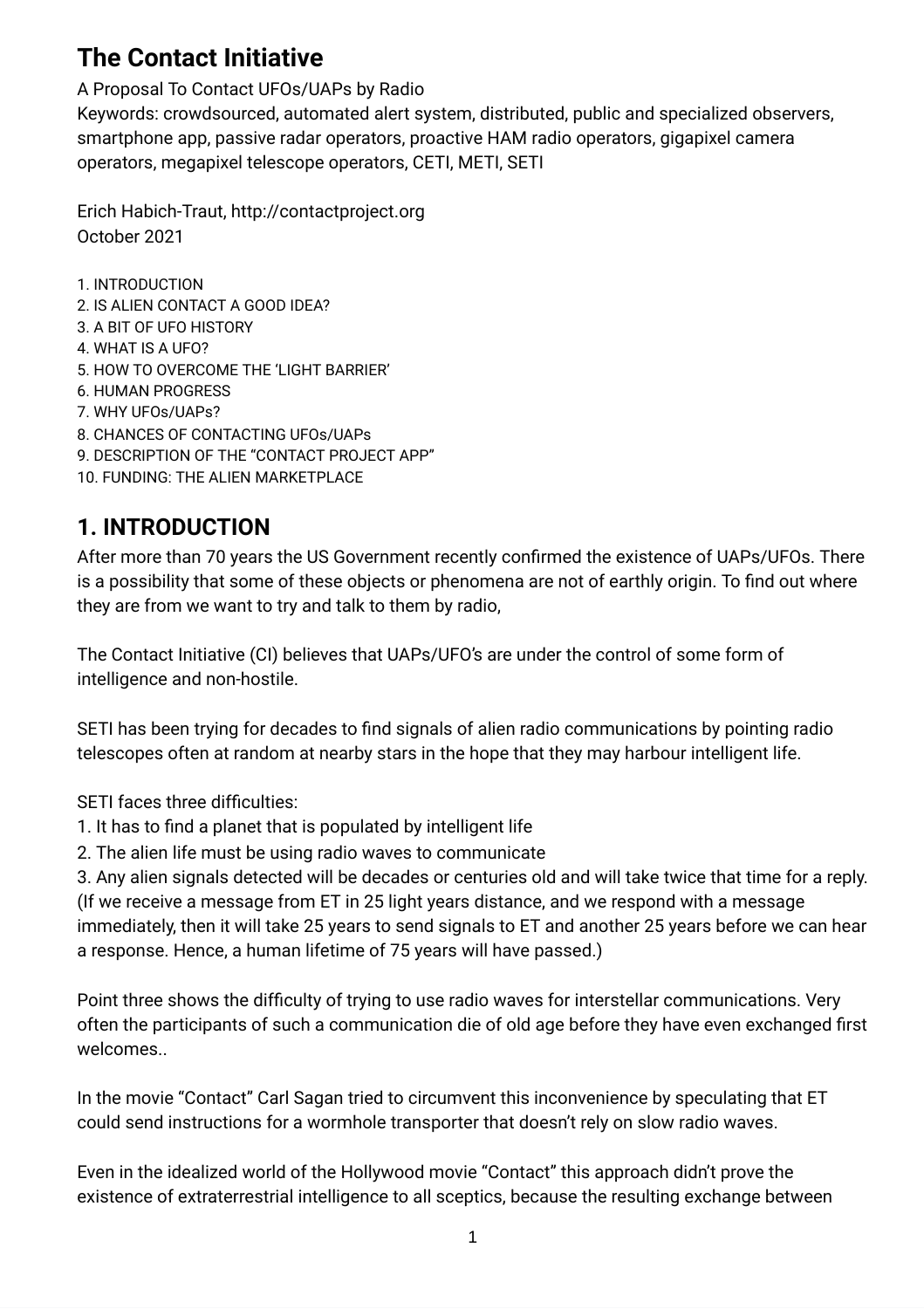# The Contact Initiative

A Proposal To Contact UFOs/UAPs by Radio

Keywords: crowdsourced, automated alert system, distributed, public and specialized observers, smartphone app, passive radar operators, proactive HAM radio operators, gigapixel camera operators, megapixel telescope operators, CETI, METI, SETI

Erich Habich-Traut, http://contactproject.org

October 2021

1. INTRODUCTION
2. IS ALIEN CONTACT A GOOD IDEA?
3. A BIT OF UFO HISTORY
4. WHAT IS A UFO?
5. HOW TO OVERCOME THE 'LIGHT BARRIER'
6. HUMAN PROGRESS
7. WHY UFOs/UAPs?
8. CHANCES OF CONTACTING UFOs/UAPs
9. DESCRIPTION OF THE "CONTACT PROJECT APP"
10. FUNDING: THE ALIEN MARKETPLACE

## 1. INTRODUCTION

After more than 70 years the US Government recently confirmed the existence of UAPs/UFOs. There is a possibility that some of these objects or phenomena are not of earthly origin. To find out where they are from we want to try and talk to them by radio,

The Contact Initiative (CI) believes that UAPs/UFO's are under the control of some form of intelligence and non-hostile.

SETI has been trying for decades to find signals of alien radio communications by pointing radio telescopes often at random at nearby stars in the hope that they may harbour intelligent life.

SETI faces three difficulties:

1. It has to find a planet that is populated by intelligent life
2. The alien life must be using radio waves to communicate
3. Any alien signals detected will be decades or centuries old and will take twice that time for a reply. (If we receive a message from ET in 25 light years distance, and we respond with a message immediately, then it will take 25 years to send signals to ET and another 25 years before we can hear a response. Hence, a human lifetime of 75 years will have passed.)

Point three shows the difficulty of trying to use radio waves for interstellar communications. Very often the participants of such a communication die of old age before they have even exchanged first welcomes..

In the movie "Contact" Carl Sagan tried to circumvent this inconvenience by speculating that ET could send instructions for a wormhole transporter that doesn't rely on slow radio waves.

Even in the idealized world of the Hollywood movie "Contact" this approach didn't prove the existence of extraterrestrial intelligence to all sceptics, because the resulting exchange between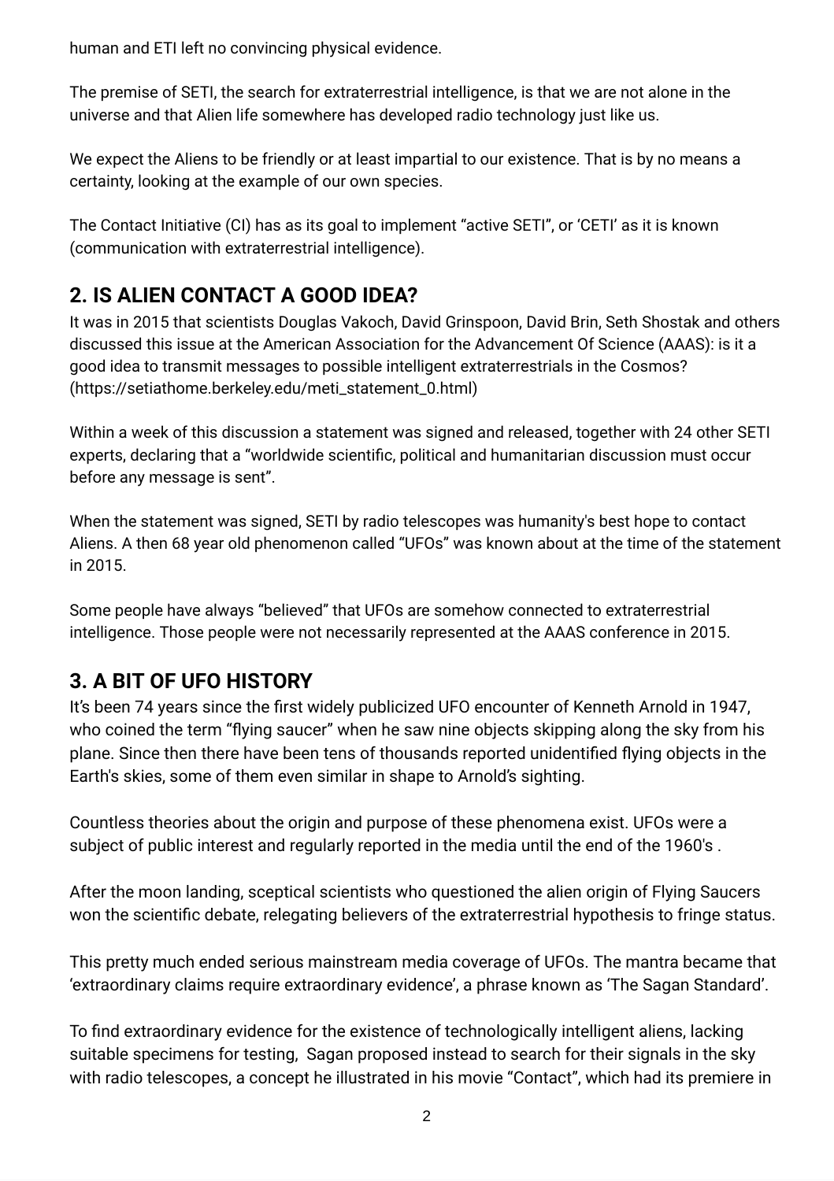human and ETI left no convincing physical evidence.

The premise of SETI, the search for extraterrestrial intelligence, is that we are not alone in the universe and that Alien life somewhere has developed radio technology just like us.

We expect the Aliens to be friendly or at least impartial to our existence. That is by no means a certainty, looking at the example of our own species.

The Contact Initiative (CI) has as its goal to implement "active SETI", or 'CETI' as it is known (communication with extraterrestrial intelligence).

## 2. IS ALIEN CONTACT A GOOD IDEA?

It was in 2015 that scientists Douglas Vakoch, David Grinspoon, David Brin, Seth Shostak and others discussed this issue at the American Association for the Advancement Of Science (AAAS): is it a good idea to transmit messages to possible intelligent extraterrestrials in the Cosmos? (https://setiathome.berkeley.edu/meti_statement_0.html)

Within a week of this discussion a statement was signed and released, together with 24 other SETI experts, declaring that a "worldwide scientific, political and humanitarian discussion must occur before any message is sent".

When the statement was signed, SETI by radio telescopes was humanity's best hope to contact Aliens. A then 68 year old phenomenon called "UFOs" was known about at the time of the statement in 2015.

Some people have always "believed" that UFOs are somehow connected to extraterrestrial intelligence. Those people were not necessarily represented at the AAAS conference in 2015.

## 3. A BIT OF UFO HISTORY

It's been 74 years since the first widely publicized UFO encounter of Kenneth Arnold in 1947, who coined the term "flying saucer" when he saw nine objects skipping along the sky from his plane. Since then there have been tens of thousands reported unidentified flying objects in the Earth's skies, some of them even similar in shape to Arnold's sighting.

Countless theories about the origin and purpose of these phenomena exist. UFOs were a subject of public interest and regularly reported in the media until the end of the 1960's .

After the moon landing, sceptical scientists who questioned the alien origin of Flying Saucers won the scientific debate, relegating believers of the extraterrestrial hypothesis to fringe status.

This pretty much ended serious mainstream media coverage of UFOs. The mantra became that 'extraordinary claims require extraordinary evidence', a phrase known as 'The Sagan Standard'.

To find extraordinary evidence for the existence of technologically intelligent aliens, lacking suitable specimens for testing, Sagan proposed instead to search for their signals in the sky with radio telescopes, a concept he illustrated in his movie "Contact", which had its premiere in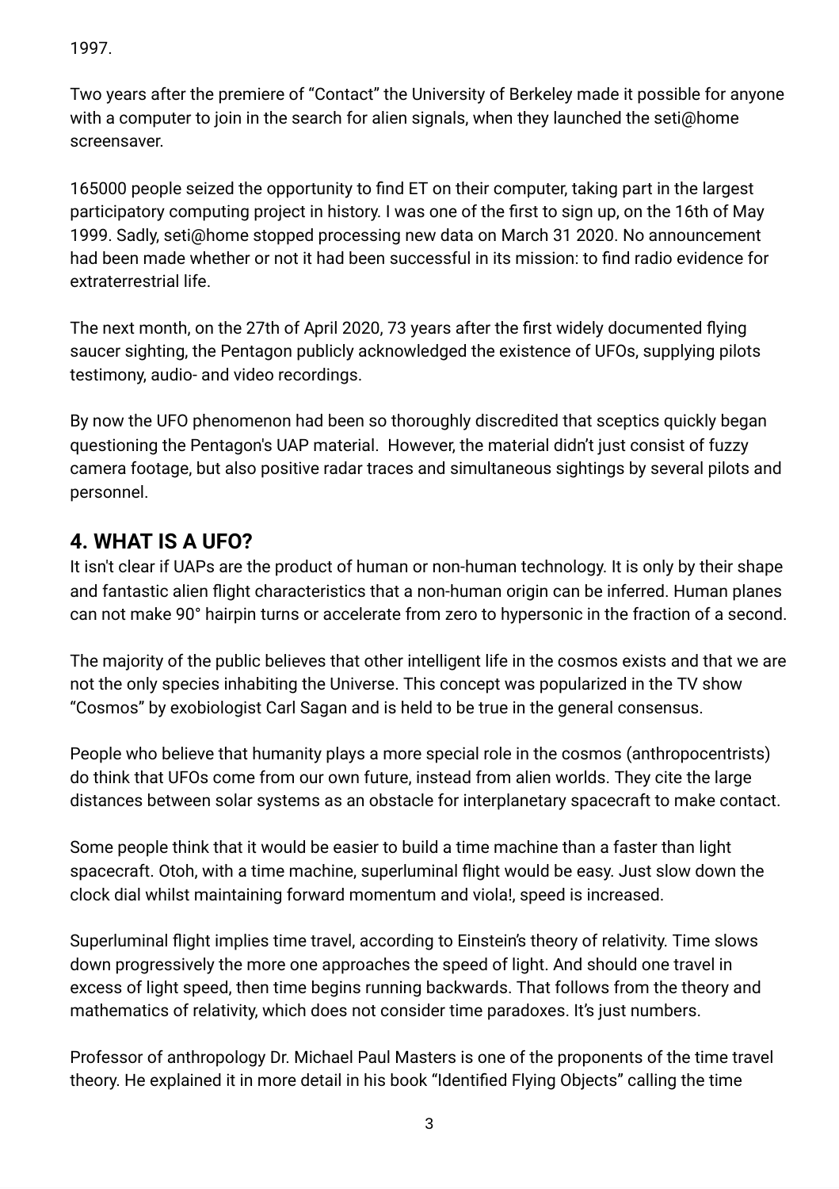1997.

Two years after the premiere of “Contact” the University of Berkeley made it possible for anyone with a computer to join in the search for alien signals, when they launched the seti@home screensaver.

165000 people seized the opportunity to find ET on their computer, taking part in the largest participatory computing project in history. I was one of the first to sign up, on the 16th of May 1999. Sadly, seti@home stopped processing new data on March 31 2020. No announcement had been made whether or not it had been successful in its mission: to find radio evidence for extraterrestrial life.

The next month, on the 27th of April 2020, 73 years after the first widely documented flying saucer sighting, the Pentagon publicly acknowledged the existence of UFOs, supplying pilots testimony, audio- and video recordings.

By now the UFO phenomenon had been so thoroughly discredited that sceptics quickly began questioning the Pentagon's UAP material. However, the material didn’t just consist of fuzzy camera footage, but also positive radar traces and simultaneous sightings by several pilots and personnel.

## 4. WHAT IS A UFO?

It isn't clear if UAPs are the product of human or non-human technology. It is only by their shape and fantastic alien flight characteristics that a non-human origin can be inferred. Human planes can not make 90° hairpin turns or accelerate from zero to hypersonic in the fraction of a second.

The majority of the public believes that other intelligent life in the cosmos exists and that we are not the only species inhabiting the Universe. This concept was popularized in the TV show “Cosmos” by exobiologist Carl Sagan and is held to be true in the general consensus.

People who believe that humanity plays a more special role in the cosmos (anthropocentrists) do think that UFOs come from our own future, instead from alien worlds. They cite the large distances between solar systems as an obstacle for interplanetary spacecraft to make contact.

Some people think that it would be easier to build a time machine than a faster than light spacecraft. Otoh, with a time machine, superluminal flight would be easy. Just slow down the clock dial whilst maintaining forward momentum and viola!, speed is increased.

Superluminal flight implies time travel, according to Einstein’s theory of relativity. Time slows down progressively the more one approaches the speed of light. And should one travel in excess of light speed, then time begins running backwards. That follows from the theory and mathematics of relativity, which does not consider time paradoxes. It’s just numbers.

Professor of anthropology Dr. Michael Paul Masters is one of the proponents of the time travel theory. He explained it in more detail in his book “Identified Flying Objects” calling the time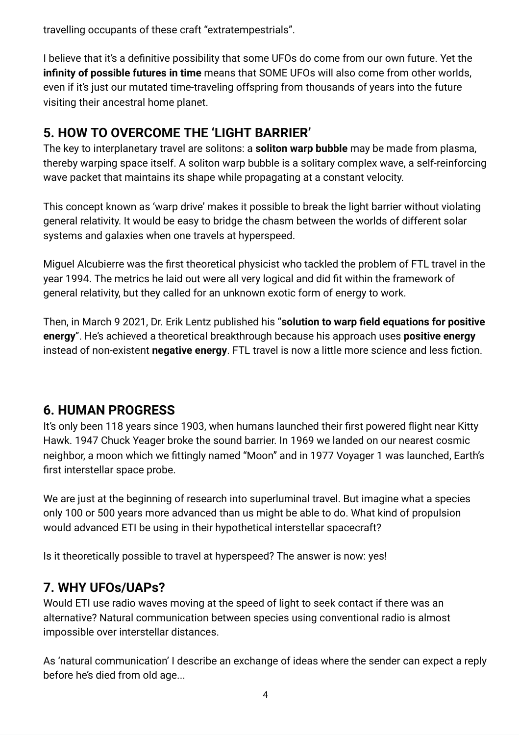travelling occupants of these craft “extratempestrials”.

I believe that it’s a definitive possibility that some UFOs do come from our own future. Yet the **infinity of possible futures in time** means that SOME UFOs will also come from other worlds, even if it’s just our mutated time-traveling offspring from thousands of years into the future visiting their ancestral home planet.

## 5. HOW TO OVERCOME THE ‘LIGHT BARRIER’

The key to interplanetary travel are solitons: a **soliton warp bubble** may be made from plasma, thereby warping space itself. A soliton warp bubble is a solitary complex wave, a self-reinforcing wave packet that maintains its shape while propagating at a constant velocity.

This concept known as ‘warp drive’ makes it possible to break the light barrier without violating general relativity. It would be easy to bridge the chasm between the worlds of different solar systems and galaxies when one travels at hyperspeed.

Miguel Alcubierre was the first theoretical physicist who tackled the problem of FTL travel in the year 1994. The metrics he laid out were all very logical and did fit within the framework of general relativity, but they called for an unknown exotic form of energy to work.

Then, in March 9 2021, Dr. Erik Lentz published his “**solution to warp field equations for positive energy**”. He’s achieved a theoretical breakthrough because his approach uses **positive energy** instead of non-existent **negative energy**. FTL travel is now a little more science and less fiction.

## 6. HUMAN PROGRESS

It’s only been 118 years since 1903, when humans launched their first powered flight near Kitty Hawk. 1947 Chuck Yeager broke the sound barrier. In 1969 we landed on our nearest cosmic neighbor, a moon which we fittingly named “Moon” and in 1977 Voyager 1 was launched, Earth’s first interstellar space probe.

We are just at the beginning of research into superluminal travel. But imagine what a species only 100 or 500 years more advanced than us might be able to do. What kind of propulsion would advanced ETI be using in their hypothetical interstellar spacecraft?

Is it theoretically possible to travel at hyperspeed? The answer is now: yes!

## 7. WHY UFOs/UAPs?

Would ETI use radio waves moving at the speed of light to seek contact if there was an alternative? Natural communication between species using conventional radio is almost impossible over interstellar distances.

As ‘natural communication’ I describe an exchange of ideas where the sender can expect a reply before he’s died from old age...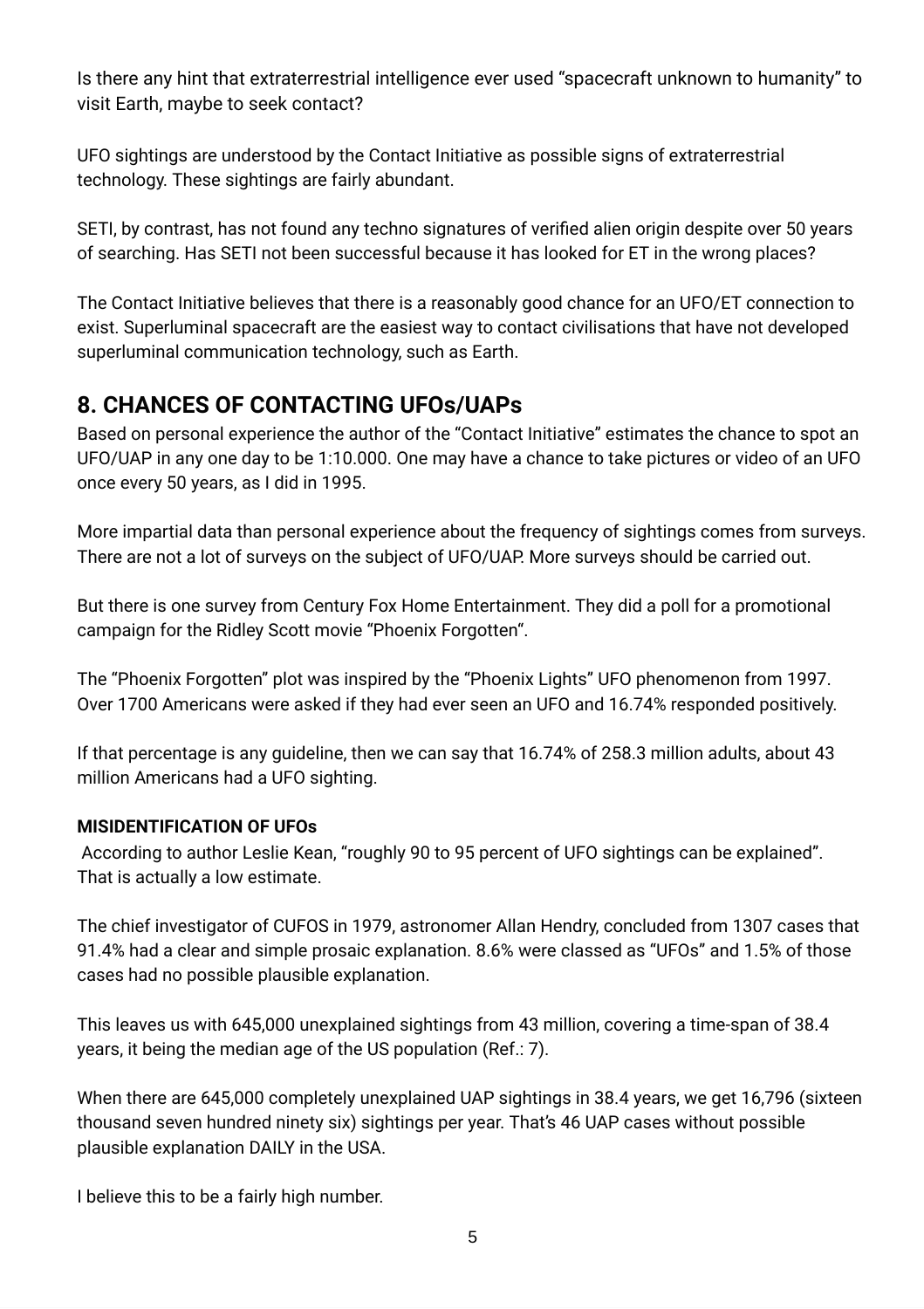Is there any hint that extraterrestrial intelligence ever used “spacecraft unknown to humanity” to visit Earth, maybe to seek contact?

UFO sightings are understood by the Contact Initiative as possible signs of extraterrestrial technology. These sightings are fairly abundant.

SETI, by contrast, has not found any techno signatures of verified alien origin despite over 50 years of searching. Has SETI not been successful because it has looked for ET in the wrong places?

The Contact Initiative believes that there is a reasonably good chance for an UFO/ET connection to exist. Superluminal spacecraft are the easiest way to contact civilisations that have not developed superluminal communication technology, such as Earth.

## 8. CHANCES OF CONTACTING UFOs/UAPs

Based on personal experience the author of the “Contact Initiative” estimates the chance to spot an UFO/UAP in any one day to be 1:10.000. One may have a chance to take pictures or video of an UFO once every 50 years, as I did in 1995.

More impartial data than personal experience about the frequency of sightings comes from surveys. There are not a lot of surveys on the subject of UFO/UAP. More surveys should be carried out.

But there is one survey from Century Fox Home Entertainment. They did a poll for a promotional campaign for the Ridley Scott movie “Phoenix Forgotten“.

The “Phoenix Forgotten” plot was inspired by the “Phoenix Lights” UFO phenomenon from 1997. Over 1700 Americans were asked if they had ever seen an UFO and 16.74% responded positively.

If that percentage is any guideline, then we can say that 16.74% of 258.3 million adults, about 43 million Americans had a UFO sighting.

**MISIDENTIFICATION OF UFOs**

According to author Leslie Kean, “roughly 90 to 95 percent of UFO sightings can be explained”. That is actually a low estimate.

The chief investigator of CUFOS in 1979, astronomer Allan Hendry, concluded from 1307 cases that 91.4% had a clear and simple prosaic explanation. 8.6% were classed as “UFOs” and 1.5% of those cases had no possible plausible explanation.

This leaves us with 645,000 unexplained sightings from 43 million, covering a time-span of 38.4 years, it being the median age of the US population (Ref.: 7).

When there are 645,000 completely unexplained UAP sightings in 38.4 years, we get 16,796 (sixteen thousand seven hundred ninety six) sightings per year. That’s 46 UAP cases without possible plausible explanation DAILY in the USA.

I believe this to be a fairly high number.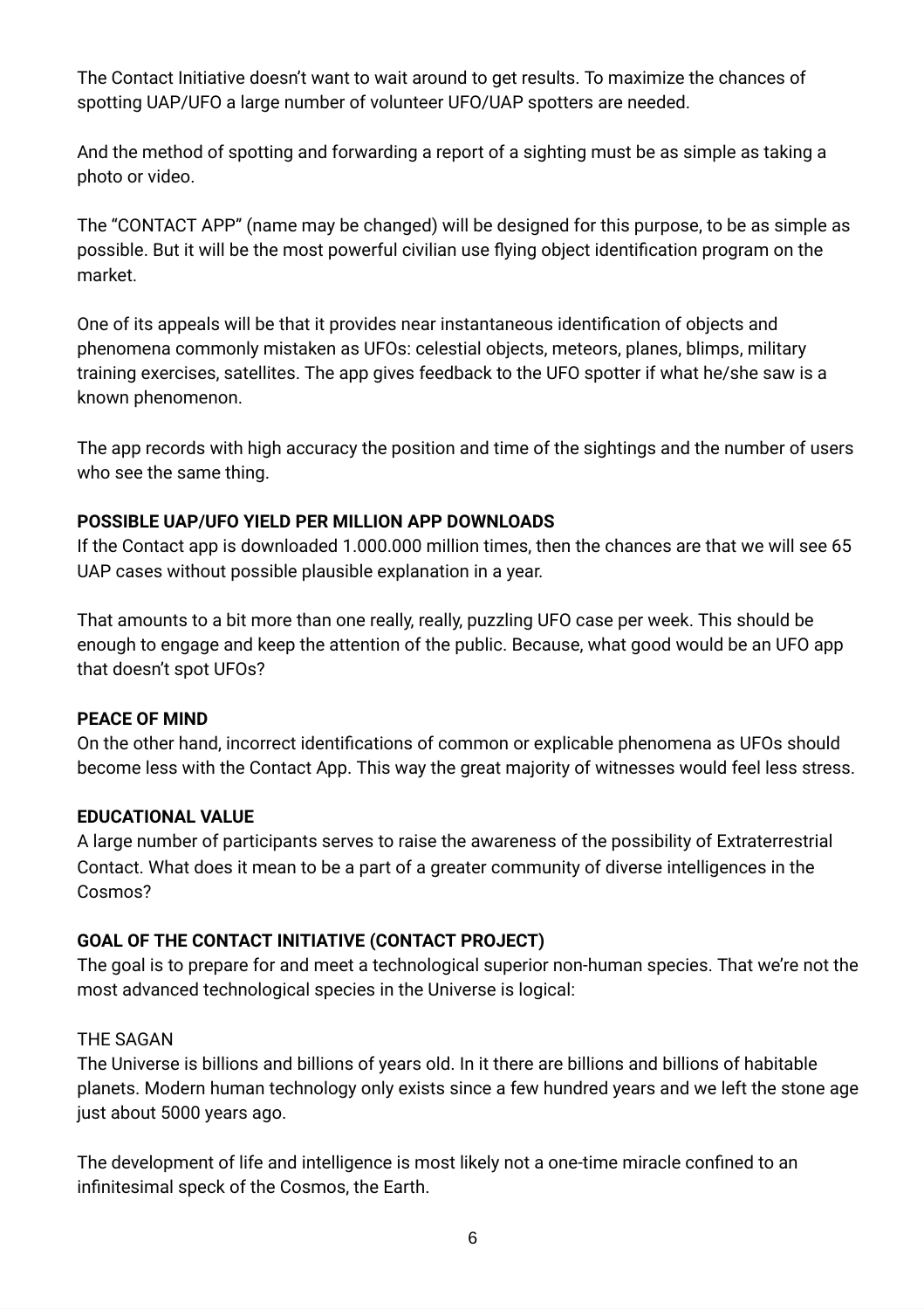The Contact Initiative doesn't want to wait around to get results. To maximize the chances of spotting UAP/UFO a large number of volunteer UFO/UAP spotters are needed.

And the method of spotting and forwarding a report of a sighting must be as simple as taking a photo or video.

The "CONTACT APP" (name may be changed) will be designed for this purpose, to be as simple as possible. But it will be the most powerful civilian use flying object identification program on the market.

One of its appeals will be that it provides near instantaneous identification of objects and phenomena commonly mistaken as UFOs: celestial objects, meteors, planes, blimps, military training exercises, satellites. The app gives feedback to the UFO spotter if what he/she saw is a known phenomenon.

The app records with high accuracy the position and time of the sightings and the number of users who see the same thing.

**POSSIBLE UAP/UFO YIELD PER MILLION APP DOWNLOADS**

If the Contact app is downloaded 1.000.000 million times, then the chances are that we will see 65 UAP cases without possible plausible explanation in a year.

That amounts to a bit more than one really, really, puzzling UFO case per week. This should be enough to engage and keep the attention of the public. Because, what good would be an UFO app that doesn't spot UFOs?

**PEACE OF MIND**

On the other hand, incorrect identifications of common or explicable phenomena as UFOs should become less with the Contact App. This way the great majority of witnesses would feel less stress.

**EDUCATIONAL VALUE**

A large number of participants serves to raise the awareness of the possibility of Extraterrestrial Contact. What does it mean to be a part of a greater community of diverse intelligences in the Cosmos?

**GOAL OF THE CONTACT INITIATIVE (CONTACT PROJECT)**

The goal is to prepare for and meet a technological superior non-human species. That we're not the most advanced technological species in the Universe is logical:

THE SAGAN

The Universe is billions and billions of years old. In it there are billions and billions of habitable planets. Modern human technology only exists since a few hundred years and we left the stone age just about 5000 years ago.

The development of life and intelligence is most likely not a one-time miracle confined to an infinitesimal speck of the Cosmos, the Earth.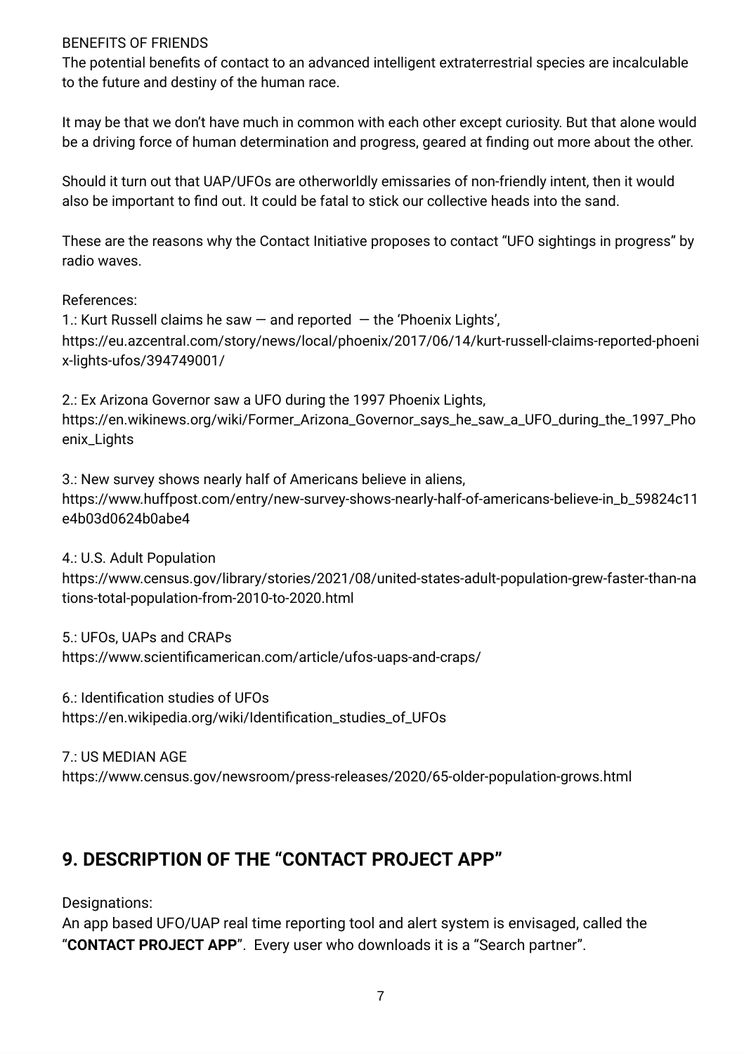BENEFITS OF FRIENDS

The potential benefits of contact to an advanced intelligent extraterrestrial species are incalculable to the future and destiny of the human race.

It may be that we don't have much in common with each other except curiosity. But that alone would be a driving force of human determination and progress, geared at finding out more about the other.

Should it turn out that UAP/UFOs are otherworldly emissaries of non-friendly intent, then it would also be important to find out. It could be fatal to stick our collective heads into the sand.

These are the reasons why the Contact Initiative proposes to contact "UFO sightings in progress" by radio waves.

References:

1.: Kurt Russell claims he saw — and reported — the 'Phoenix Lights', https://eu.azcentral.com/story/news/local/phoenix/2017/06/14/kurt-russell-claims-reported-phoenix-lights-ufos/394749001/

2.: Ex Arizona Governor saw a UFO during the 1997 Phoenix Lights, https://en.wikinews.org/wiki/Former_Arizona_Governor_says_he_saw_a_UFO_during_the_1997_Phoenix_Lights

3.: New survey shows nearly half of Americans believe in aliens, https://www.huffpost.com/entry/new-survey-shows-nearly-half-of-americans-believe-in_b_59824c11e4b03d0624b0abe4

4.: U.S. Adult Population https://www.census.gov/library/stories/2021/08/united-states-adult-population-grew-faster-than-nations-total-population-from-2010-to-2020.html

5.: UFOs, UAPs and CRAPs https://www.scientificamerican.com/article/ufos-uaps-and-craps/

6.: Identification studies of UFOs https://en.wikipedia.org/wiki/Identification_studies_of_UFOs

7.: US MEDIAN AGE https://www.census.gov/newsroom/press-releases/2020/65-older-population-grows.html

## 9. DESCRIPTION OF THE "CONTACT PROJECT APP"

Designations:

An app based UFO/UAP real time reporting tool and alert system is envisaged, called the "**CONTACT PROJECT APP**". Every user who downloads it is a "Search partner".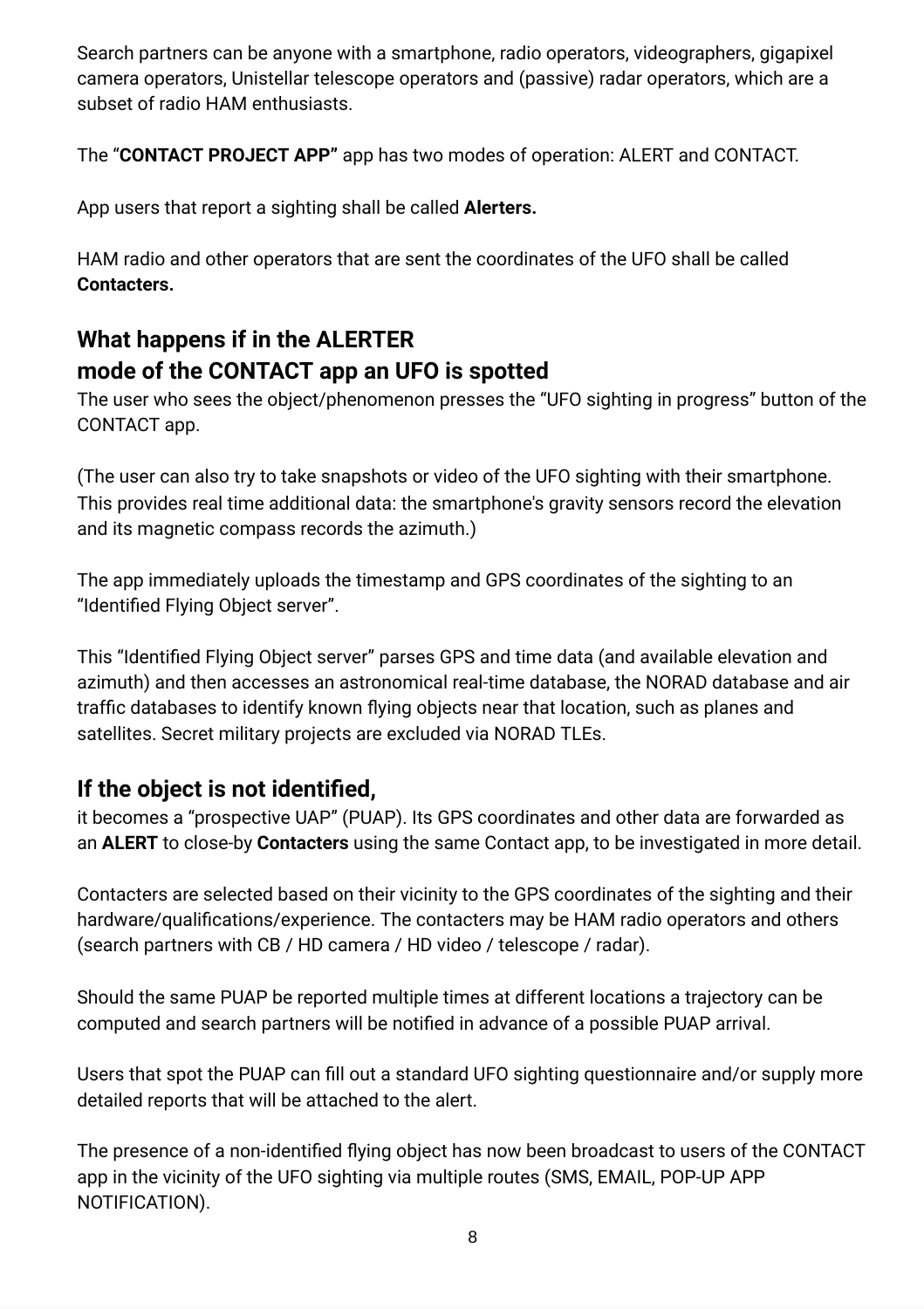Search partners can be anyone with a smartphone, radio operators, videographers, gigapixel camera operators, Unistellar telescope operators and (passive) radar operators, which are a subset of radio HAM enthusiasts.

The “**CONTACT PROJECT APP”** app has two modes of operation: ALERT and CONTACT.

App users that report a sighting shall be called **Alerters.**

HAM radio and other operators that are sent the coordinates of the UFO shall be called **Contacters.**

## What happens if in the ALERTER mode of the CONTACT app an UFO is spotted

The user who sees the object/phenomenon presses the “UFO sighting in progress” button of the CONTACT app.

(The user can also try to take snapshots or video of the UFO sighting with their smartphone. This provides real time additional data: the smartphone's gravity sensors record the elevation and its magnetic compass records the azimuth.)

The app immediately uploads the timestamp and GPS coordinates of the sighting to an “Identified Flying Object server”.

This “Identified Flying Object server” parses GPS and time data (and available elevation and azimuth) and then accesses an astronomical real-time database, the NORAD database and air traffic databases to identify known flying objects near that location, such as planes and satellites. Secret military projects are excluded via NORAD TLEs.

## If the object is not identified,

it becomes a “prospective UAP” (PUAP). Its GPS coordinates and other data are forwarded as an **ALERT** to close-by **Contacters** using the same Contact app, to be investigated in more detail.

Contacters are selected based on their vicinity to the GPS coordinates of the sighting and their hardware/qualifications/experience. The contacters may be HAM radio operators and others (search partners with CB / HD camera / HD video / telescope / radar).

Should the same PUAP be reported multiple times at different locations a trajectory can be computed and search partners will be notified in advance of a possible PUAP arrival.

Users that spot the PUAP can fill out a standard UFO sighting questionnaire and/or supply more detailed reports that will be attached to the alert.

The presence of a non-identified flying object has now been broadcast to users of the CONTACT app in the vicinity of the UFO sighting via multiple routes (SMS, EMAIL, POP-UP APP NOTIFICATION).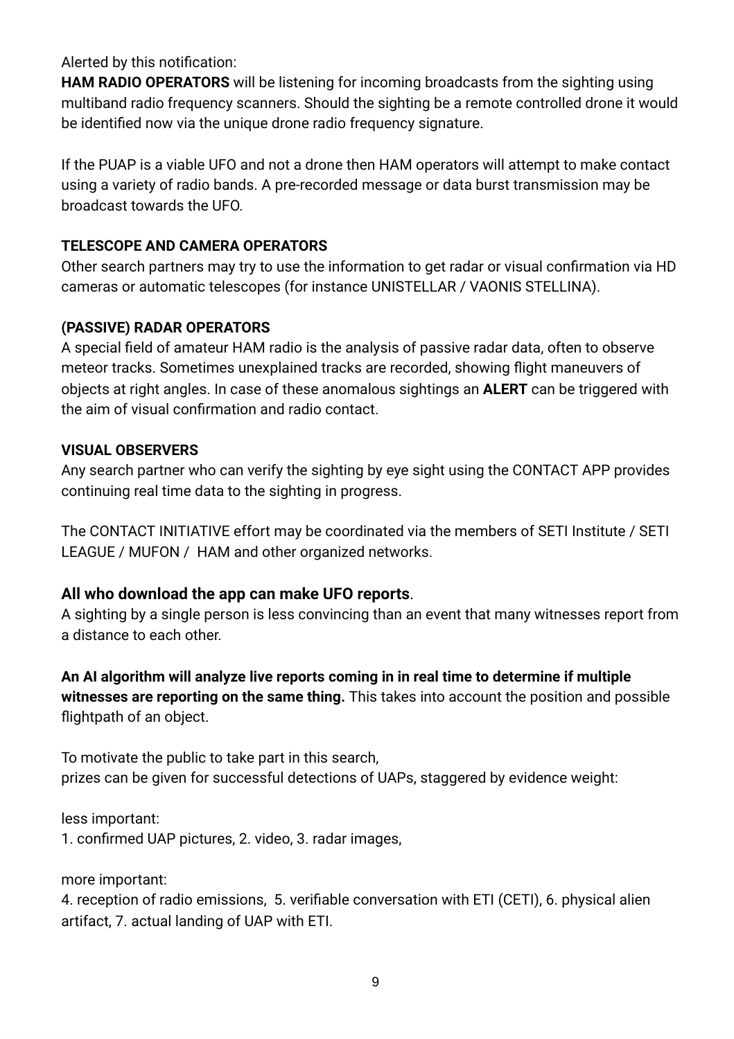Alerted by this notification:
**HAM RADIO OPERATORS** will be listening for incoming broadcasts from the sighting using multiband radio frequency scanners. Should the sighting be a remote controlled drone it would be identified now via the unique drone radio frequency signature.

If the PUAP is a viable UFO and not a drone then HAM operators will attempt to make contact using a variety of radio bands. A pre-recorded message or data burst transmission may be broadcast towards the UFO.

**TELESCOPE AND CAMERA OPERATORS**
Other search partners may try to use the information to get radar or visual confirmation via HD cameras or automatic telescopes (for instance UNISTELLAR / VAONIS STELLINA).

**(PASSIVE) RADAR OPERATORS**
A special field of amateur HAM radio is the analysis of passive radar data, often to observe meteor tracks. Sometimes unexplained tracks are recorded, showing flight maneuvers of objects at right angles. In case of these anomalous sightings an **ALERT** can be triggered with the aim of visual confirmation and radio contact.

**VISUAL OBSERVERS**
Any search partner who can verify the sighting by eye sight using the CONTACT APP provides continuing real time data to the sighting in progress.

The CONTACT INITIATIVE effort may be coordinated via the members of SETI Institute / SETI LEAGUE / MUFON / HAM and other organized networks.

### **All who download the app can make UFO reports**.

A sighting by a single person is less convincing than an event that many witnesses report from a distance to each other.

**An AI algorithm will analyze live reports coming in in real time to determine if multiple witnesses are reporting on the same thing.** This takes into account the position and possible flightpath of an object.

To motivate the public to take part in this search,
prizes can be given for successful detections of UAPs, staggered by evidence weight:

less important:
1. confirmed UAP pictures, 2. video, 3. radar images,

more important:
4. reception of radio emissions, 5. verifiable conversation with ETI (CETI), 6. physical alien artifact, 7. actual landing of UAP with ETI.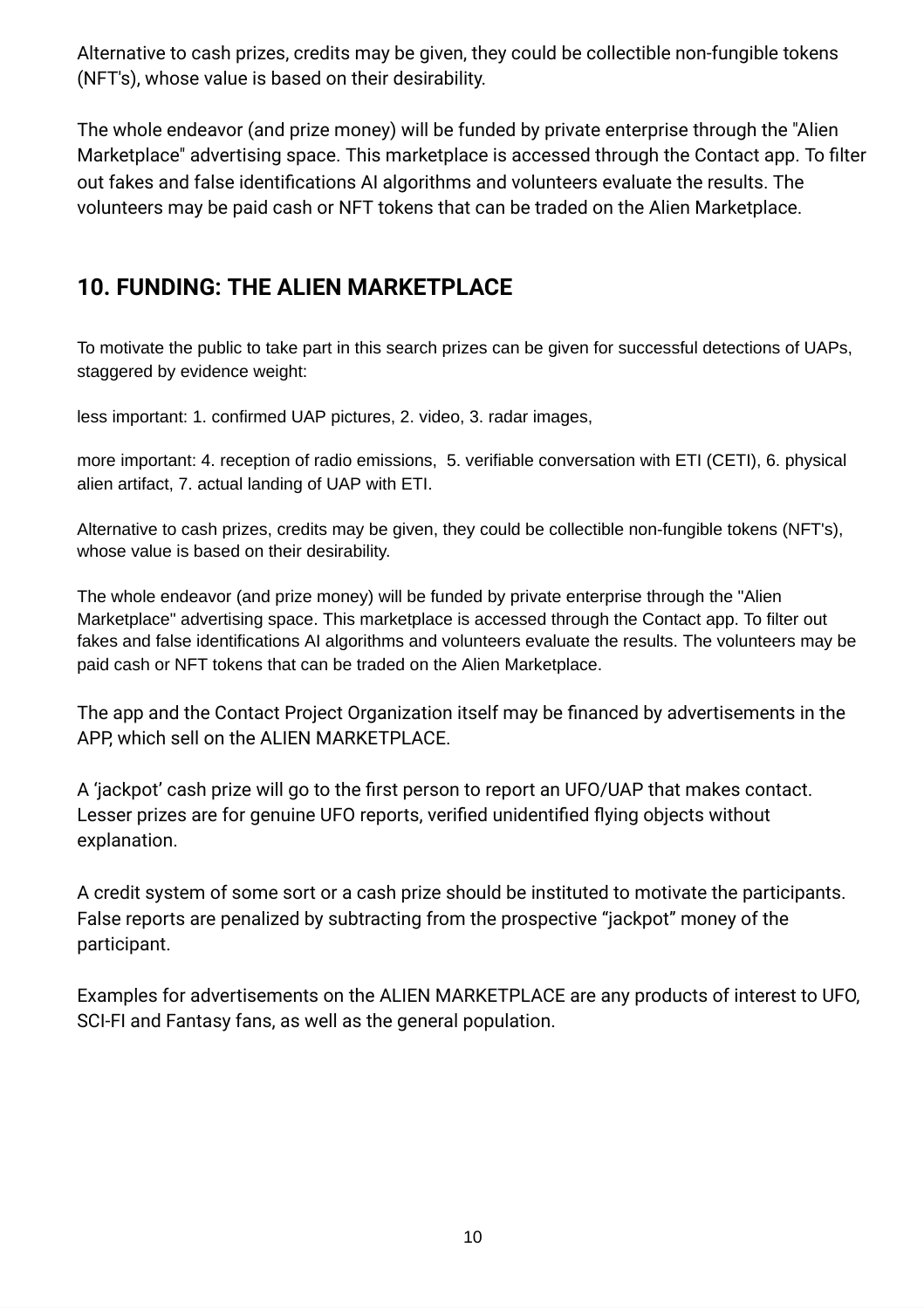Alternative to cash prizes, credits may be given, they could be collectible non-fungible tokens (NFT's), whose value is based on their desirability.

The whole endeavor (and prize money) will be funded by private enterprise through the "Alien Marketplace" advertising space. This marketplace is accessed through the Contact app. To filter out fakes and false identifications AI algorithms and volunteers evaluate the results. The volunteers may be paid cash or NFT tokens that can be traded on the Alien Marketplace.

## 10. FUNDING: THE ALIEN MARKETPLACE

To motivate the public to take part in this search prizes can be given for successful detections of UAPs, staggered by evidence weight:

less important: 1. confirmed UAP pictures, 2. video, 3. radar images,

more important: 4. reception of radio emissions, 5. verifiable conversation with ETI (CETI), 6. physical alien artifact, 7. actual landing of UAP with ETI.

Alternative to cash prizes, credits may be given, they could be collectible non-fungible tokens (NFT's), whose value is based on their desirability.

The whole endeavor (and prize money) will be funded by private enterprise through the "Alien Marketplace" advertising space. This marketplace is accessed through the Contact app. To filter out fakes and false identifications AI algorithms and volunteers evaluate the results. The volunteers may be paid cash or NFT tokens that can be traded on the Alien Marketplace.

The app and the Contact Project Organization itself may be financed by advertisements in the APP, which sell on the ALIEN MARKETPLACE.

A 'jackpot' cash prize will go to the first person to report an UFO/UAP that makes contact. Lesser prizes are for genuine UFO reports, verified unidentified flying objects without explanation.

A credit system of some sort or a cash prize should be instituted to motivate the participants. False reports are penalized by subtracting from the prospective "jackpot" money of the participant.

Examples for advertisements on the ALIEN MARKETPLACE are any products of interest to UFO, SCI-FI and Fantasy fans, as well as the general population.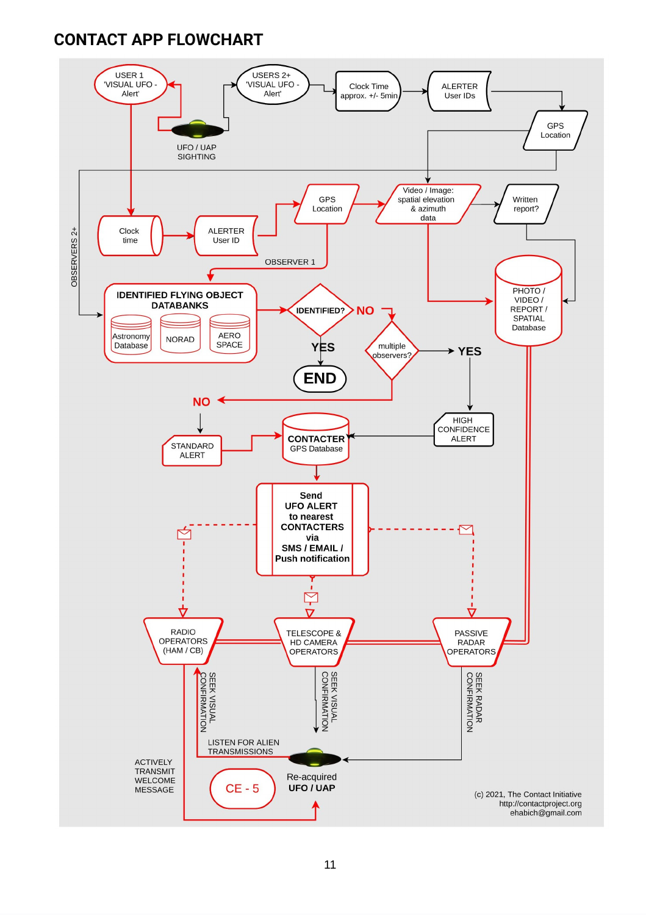# CONTACT APP FLOWCHART

USER 1 'VISUAL UFO - Alert'

USERS 2+ 'VISUAL UFO - Alert'

Clock Time approx. +/- 5min

ALERTER User IDs

GPS Location

UFO / UAP SIGHTING

OBSERVERS 2+

Clock time

ALERTER User ID

GPS Location

Video / Image: spatial elevation & azimuth data

Written report?

OBSERVER 1

IDENTIFIED FLYING OBJECT DATABANKS

Astronomy Database

NORAD

AERO SPACE

IDENTIFIED?

NO

YES

END

multiple observers?

YES

PHOTO / VIDEO / REPORT / SPATIAL Database

NO

STANDARD ALERT

CONTACTER GPS Database

HIGH CONFIDENCE ALERT

Send UFO ALERT to nearest CONTACTERS via SMS / EMAIL / Push notification

RADIO OPERATORS (HAM / CB)

TELESCOPE & HD CAMERA OPERATORS

PASSIVE RADAR OPERATORS

SEEK VISUAL CONFIRMATION

SEEK VISUAL CONFIRMATION

SEEK RADAR CONFIRMATION

LISTEN FOR ALIEN TRANSMISSIONS

ACTIVELY TRANSMIT WELCOME MESSAGE

CE - 5

Re-acquired UFO / UAP

(c) 2021, The Contact Initiative
http://contactproject.org
ehabich@gmail.com